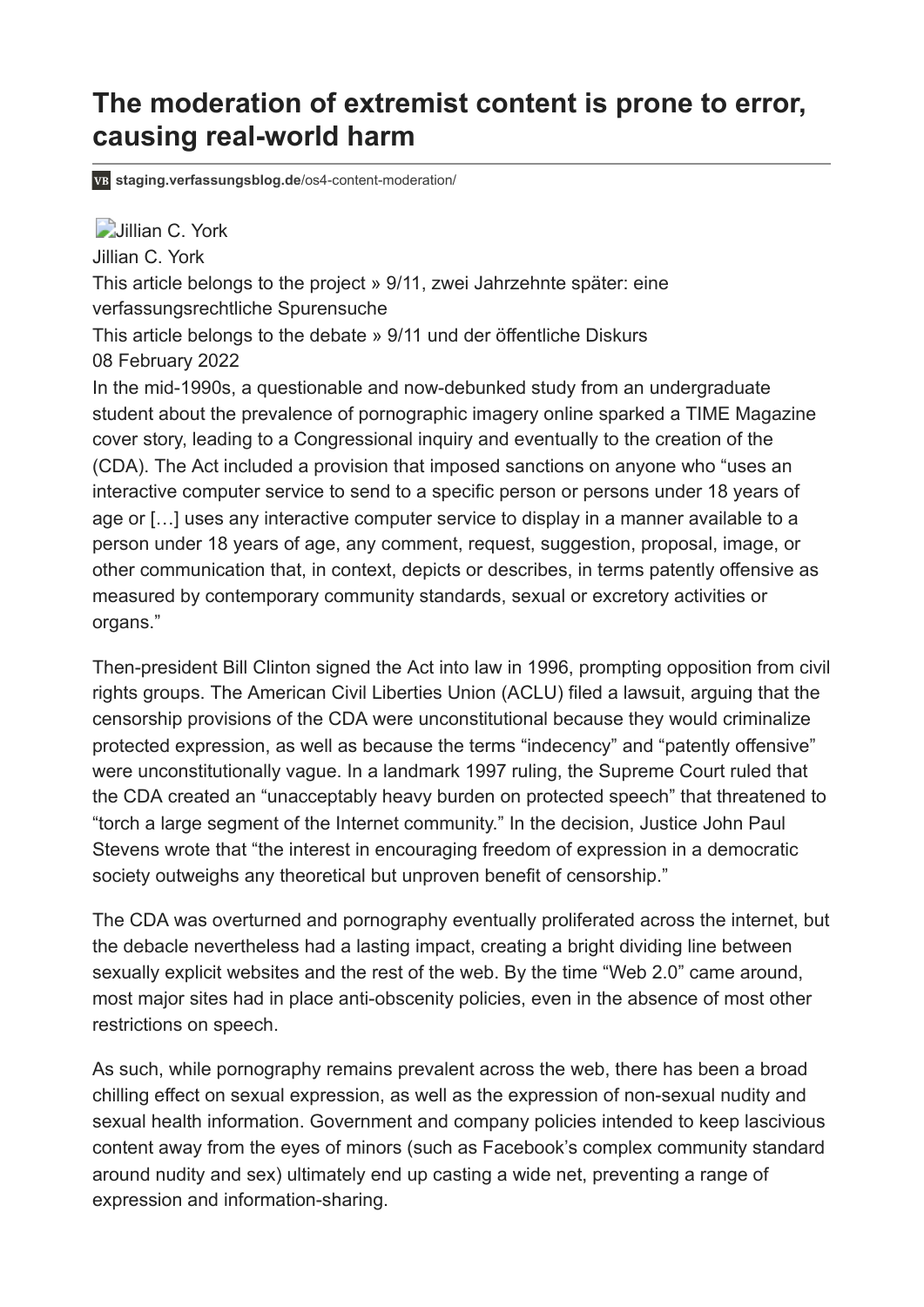# The moderation of extremist content is prone to error, causing real-world harm

VB **staging.verfassungsblog.de**/os4-content-moderation/

Jillian C. York

Jillian C. York

This article belongs to the project » 9/11, zwei Jahrzehnte später: eine verfassungsrechtliche Spurensuche

This article belongs to the debate » 9/11 und der öffentliche Diskurs

08 February 2022

In the mid-1990s, a questionable and now-debunked study from an undergraduate student about the prevalence of pornographic imagery online sparked a TIME Magazine cover story, leading to a Congressional inquiry and eventually to the creation of the (CDA). The Act included a provision that imposed sanctions on anyone who "uses an interactive computer service to send to a specific person or persons under 18 years of age or […] uses any interactive computer service to display in a manner available to a person under 18 years of age, any comment, request, suggestion, proposal, image, or other communication that, in context, depicts or describes, in terms patently offensive as measured by contemporary community standards, sexual or excretory activities or organs."

Then-president Bill Clinton signed the Act into law in 1996, prompting opposition from civil rights groups. The American Civil Liberties Union (ACLU) filed a lawsuit, arguing that the censorship provisions of the CDA were unconstitutional because they would criminalize protected expression, as well as because the terms "indecency" and "patently offensive" were unconstitutionally vague. In a landmark 1997 ruling, the Supreme Court ruled that the CDA created an "unacceptably heavy burden on protected speech" that threatened to "torch a large segment of the Internet community." In the decision, Justice John Paul Stevens wrote that "the interest in encouraging freedom of expression in a democratic society outweighs any theoretical but unproven benefit of censorship."

The CDA was overturned and pornography eventually proliferated across the internet, but the debacle nevertheless had a lasting impact, creating a bright dividing line between sexually explicit websites and the rest of the web. By the time "Web 2.0" came around, most major sites had in place anti-obscenity policies, even in the absence of most other restrictions on speech.

As such, while pornography remains prevalent across the web, there has been a broad chilling effect on sexual expression, as well as the expression of non-sexual nudity and sexual health information. Government and company policies intended to keep lascivious content away from the eyes of minors (such as Facebook's complex community standard around nudity and sex) ultimately end up casting a wide net, preventing a range of expression and information-sharing.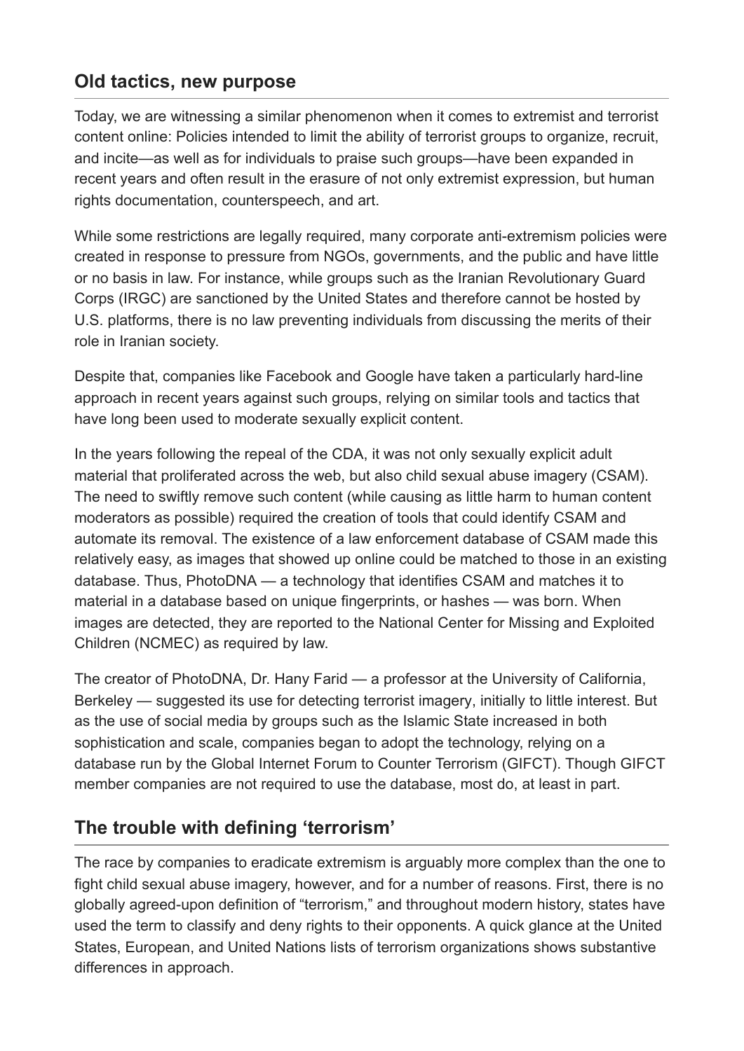## Old tactics, new purpose

Today, we are witnessing a similar phenomenon when it comes to extremist and terrorist content online: Policies intended to limit the ability of terrorist groups to organize, recruit, and incite—as well as for individuals to praise such groups—have been expanded in recent years and often result in the erasure of not only extremist expression, but human rights documentation, counterspeech, and art.

While some restrictions are legally required, many corporate anti-extremism policies were created in response to pressure from NGOs, governments, and the public and have little or no basis in law. For instance, while groups such as the Iranian Revolutionary Guard Corps (IRGC) are sanctioned by the United States and therefore cannot be hosted by U.S. platforms, there is no law preventing individuals from discussing the merits of their role in Iranian society.

Despite that, companies like Facebook and Google have taken a particularly hard-line approach in recent years against such groups, relying on similar tools and tactics that have long been used to moderate sexually explicit content.

In the years following the repeal of the CDA, it was not only sexually explicit adult material that proliferated across the web, but also child sexual abuse imagery (CSAM). The need to swiftly remove such content (while causing as little harm to human content moderators as possible) required the creation of tools that could identify CSAM and automate its removal. The existence of a law enforcement database of CSAM made this relatively easy, as images that showed up online could be matched to those in an existing database. Thus, PhotoDNA — a technology that identifies CSAM and matches it to material in a database based on unique fingerprints, or hashes — was born. When images are detected, they are reported to the National Center for Missing and Exploited Children (NCMEC) as required by law.

The creator of PhotoDNA, Dr. Hany Farid — a professor at the University of California, Berkeley — suggested its use for detecting terrorist imagery, initially to little interest. But as the use of social media by groups such as the Islamic State increased in both sophistication and scale, companies began to adopt the technology, relying on a database run by the Global Internet Forum to Counter Terrorism (GIFCT). Though GIFCT member companies are not required to use the database, most do, at least in part.

## The trouble with defining 'terrorism'

The race by companies to eradicate extremism is arguably more complex than the one to fight child sexual abuse imagery, however, and for a number of reasons. First, there is no globally agreed-upon definition of "terrorism," and throughout modern history, states have used the term to classify and deny rights to their opponents. A quick glance at the United States, European, and United Nations lists of terrorism organizations shows substantive differences in approach.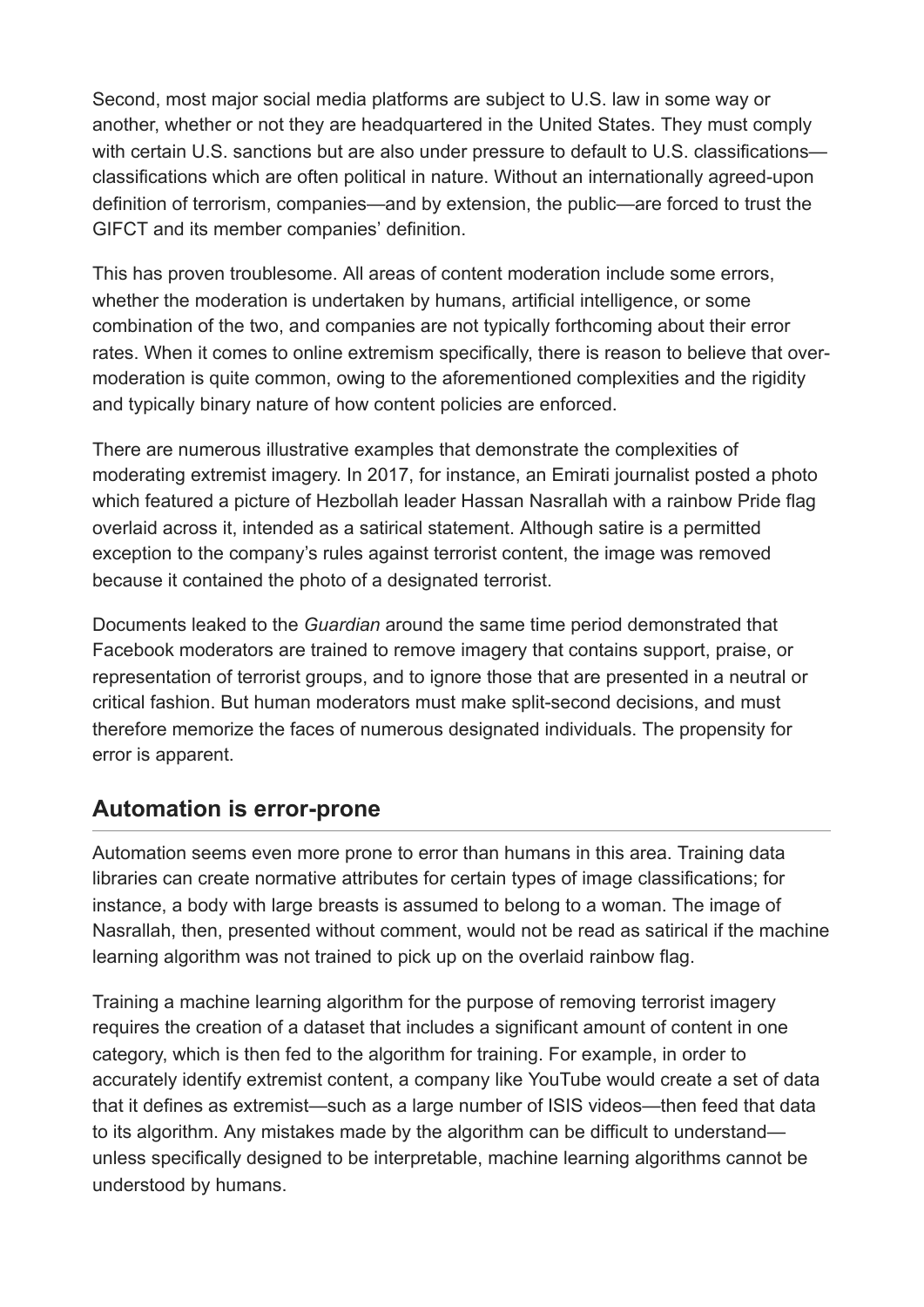Second, most major social media platforms are subject to U.S. law in some way or another, whether or not they are headquartered in the United States. They must comply with certain U.S. sanctions but are also under pressure to default to U.S. classifications—classifications which are often political in nature. Without an internationally agreed-upon definition of terrorism, companies—and by extension, the public—are forced to trust the GIFCT and its member companies' definition.

This has proven troublesome. All areas of content moderation include some errors, whether the moderation is undertaken by humans, artificial intelligence, or some combination of the two, and companies are not typically forthcoming about their error rates. When it comes to online extremism specifically, there is reason to believe that over-moderation is quite common, owing to the aforementioned complexities and the rigidity and typically binary nature of how content policies are enforced.

There are numerous illustrative examples that demonstrate the complexities of moderating extremist imagery. In 2017, for instance, an Emirati journalist posted a photo which featured a picture of Hezbollah leader Hassan Nasrallah with a rainbow Pride flag overlaid across it, intended as a satirical statement. Although satire is a permitted exception to the company's rules against terrorist content, the image was removed because it contained the photo of a designated terrorist.

Documents leaked to the *Guardian* around the same time period demonstrated that Facebook moderators are trained to remove imagery that contains support, praise, or representation of terrorist groups, and to ignore those that are presented in a neutral or critical fashion. But human moderators must make split-second decisions, and must therefore memorize the faces of numerous designated individuals. The propensity for error is apparent.

## Automation is error-prone

Automation seems even more prone to error than humans in this area. Training data libraries can create normative attributes for certain types of image classifications; for instance, a body with large breasts is assumed to belong to a woman. The image of Nasrallah, then, presented without comment, would not be read as satirical if the machine learning algorithm was not trained to pick up on the overlaid rainbow flag.

Training a machine learning algorithm for the purpose of removing terrorist imagery requires the creation of a dataset that includes a significant amount of content in one category, which is then fed to the algorithm for training. For example, in order to accurately identify extremist content, a company like YouTube would create a set of data that it defines as extremist—such as a large number of ISIS videos—then feed that data to its algorithm. Any mistakes made by the algorithm can be difficult to understand—unless specifically designed to be interpretable, machine learning algorithms cannot be understood by humans.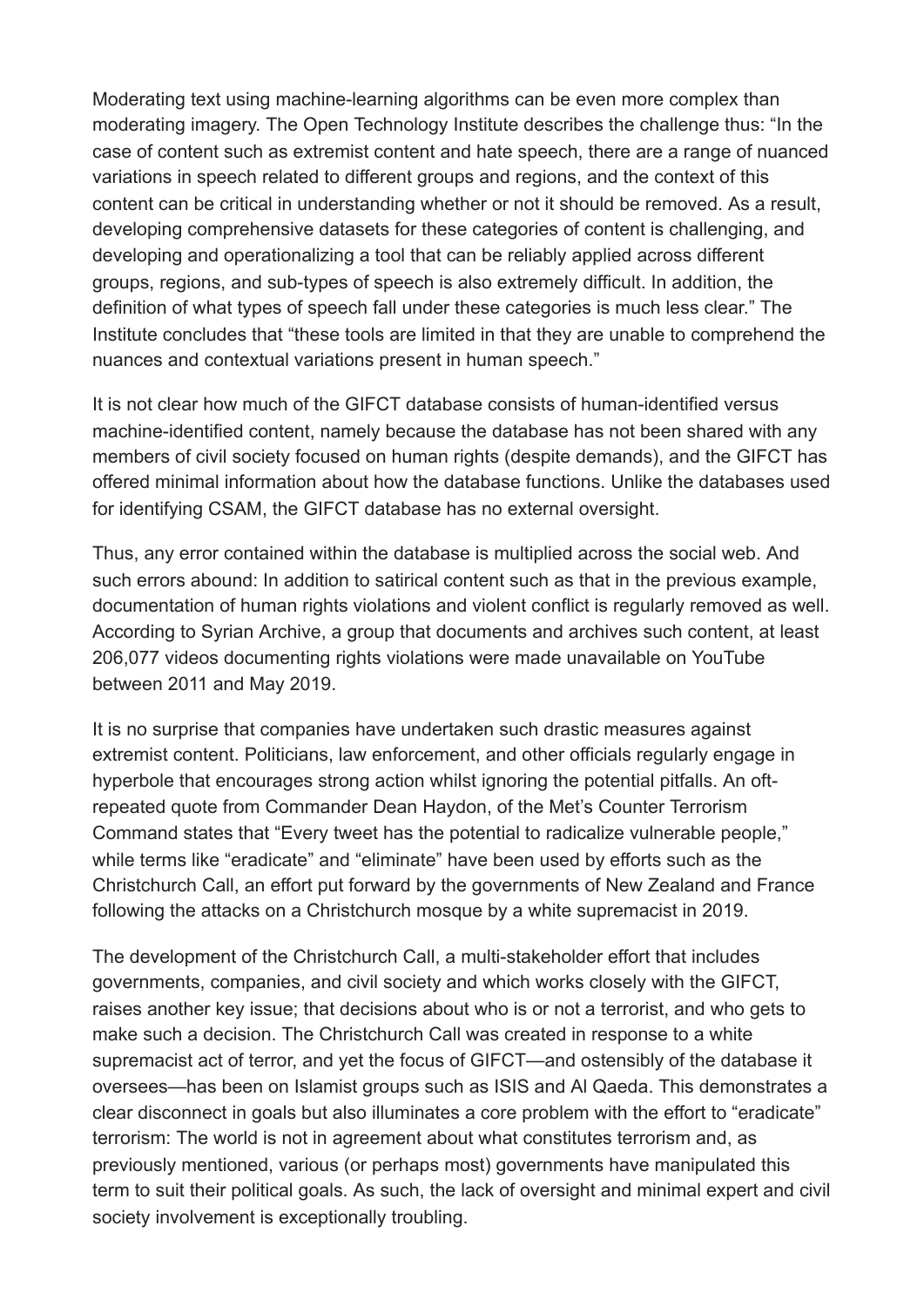Moderating text using machine-learning algorithms can be even more complex than moderating imagery. The Open Technology Institute describes the challenge thus: "In the case of content such as extremist content and hate speech, there are a range of nuanced variations in speech related to different groups and regions, and the context of this content can be critical in understanding whether or not it should be removed. As a result, developing comprehensive datasets for these categories of content is challenging, and developing and operationalizing a tool that can be reliably applied across different groups, regions, and sub-types of speech is also extremely difficult. In addition, the definition of what types of speech fall under these categories is much less clear." The Institute concludes that "these tools are limited in that they are unable to comprehend the nuances and contextual variations present in human speech."

It is not clear how much of the GIFCT database consists of human-identified versus machine-identified content, namely because the database has not been shared with any members of civil society focused on human rights (despite demands), and the GIFCT has offered minimal information about how the database functions. Unlike the databases used for identifying CSAM, the GIFCT database has no external oversight.

Thus, any error contained within the database is multiplied across the social web. And such errors abound: In addition to satirical content such as that in the previous example, documentation of human rights violations and violent conflict is regularly removed as well. According to Syrian Archive, a group that documents and archives such content, at least 206,077 videos documenting rights violations were made unavailable on YouTube between 2011 and May 2019.

It is no surprise that companies have undertaken such drastic measures against extremist content. Politicians, law enforcement, and other officials regularly engage in hyperbole that encourages strong action whilst ignoring the potential pitfalls. An oft-repeated quote from Commander Dean Haydon, of the Met's Counter Terrorism Command states that "Every tweet has the potential to radicalize vulnerable people," while terms like "eradicate" and "eliminate" have been used by efforts such as the Christchurch Call, an effort put forward by the governments of New Zealand and France following the attacks on a Christchurch mosque by a white supremacist in 2019.

The development of the Christchurch Call, a multi-stakeholder effort that includes governments, companies, and civil society and which works closely with the GIFCT, raises another key issue; that decisions about who is or not a terrorist, and who gets to make such a decision. The Christchurch Call was created in response to a white supremacist act of terror, and yet the focus of GIFCT—and ostensibly of the database it oversees—has been on Islamist groups such as ISIS and Al Qaeda. This demonstrates a clear disconnect in goals but also illuminates a core problem with the effort to "eradicate" terrorism: The world is not in agreement about what constitutes terrorism and, as previously mentioned, various (or perhaps most) governments have manipulated this term to suit their political goals. As such, the lack of oversight and minimal expert and civil society involvement is exceptionally troubling.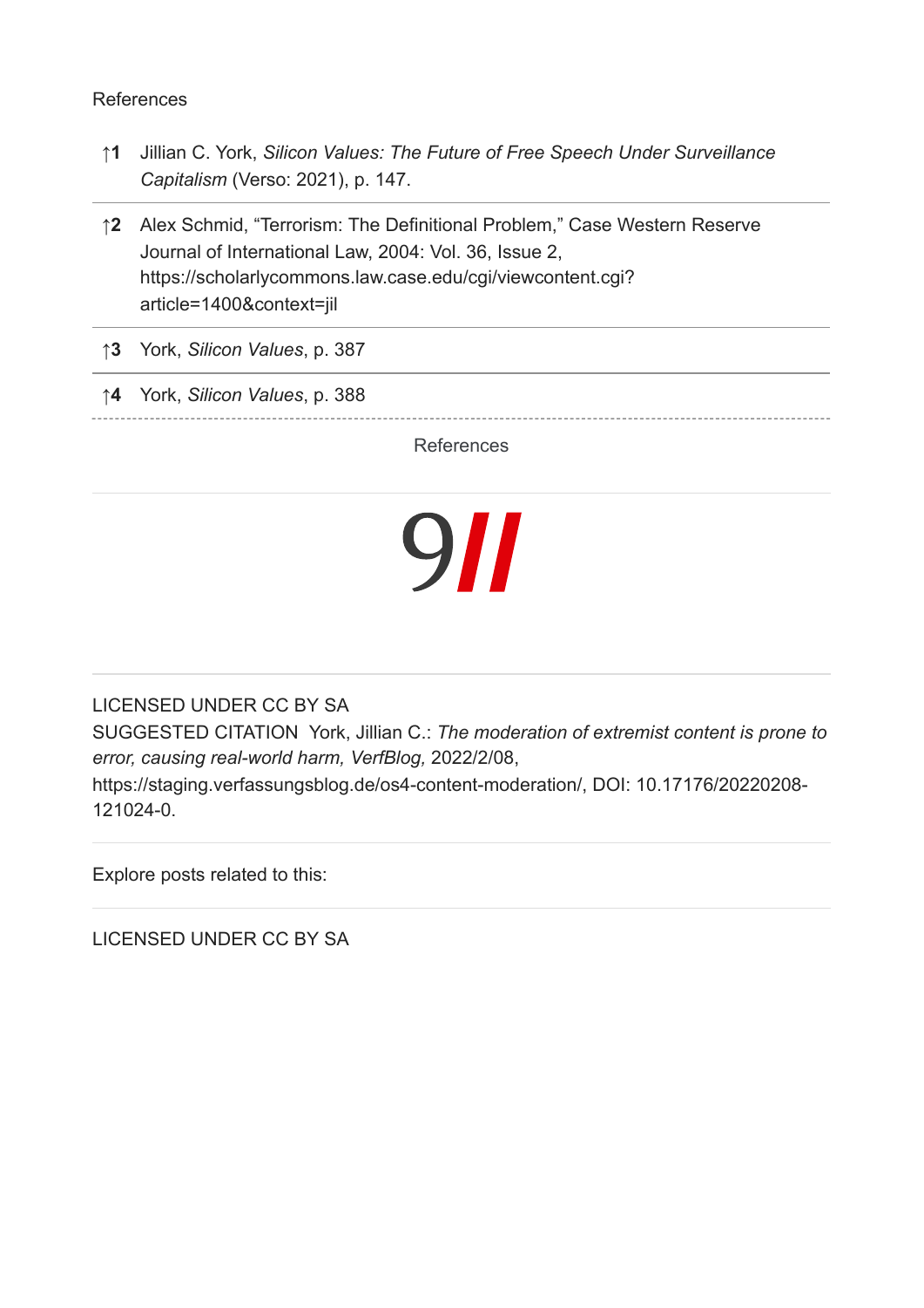References

- ↑**1** Jillian C. York, *Silicon Values: The Future of Free Speech Under Surveillance Capitalism* (Verso: 2021), p. 147.
- ↑**2** Alex Schmid, "Terrorism: The Definitional Problem," Case Western Reserve Journal of International Law, 2004: Vol. 36, Issue 2, https://scholarlycommons.law.case.edu/cgi/viewcontent.cgi?article=1400&context=jil
- ↑**3** York, *Silicon Values*, p. 387
- ↑**4** York, *Silicon Values*, p. 388

References

9//

LICENSED UNDER CC BY SA

SUGGESTED CITATION York, Jillian C.: *The moderation of extremist content is prone to error, causing real-world harm, VerfBlog,* 2022/2/08, https://staging.verfassungsblog.de/os4-content-moderation/, DOI: 10.17176/20220208-121024-0.

Explore posts related to this:

LICENSED UNDER CC BY SA